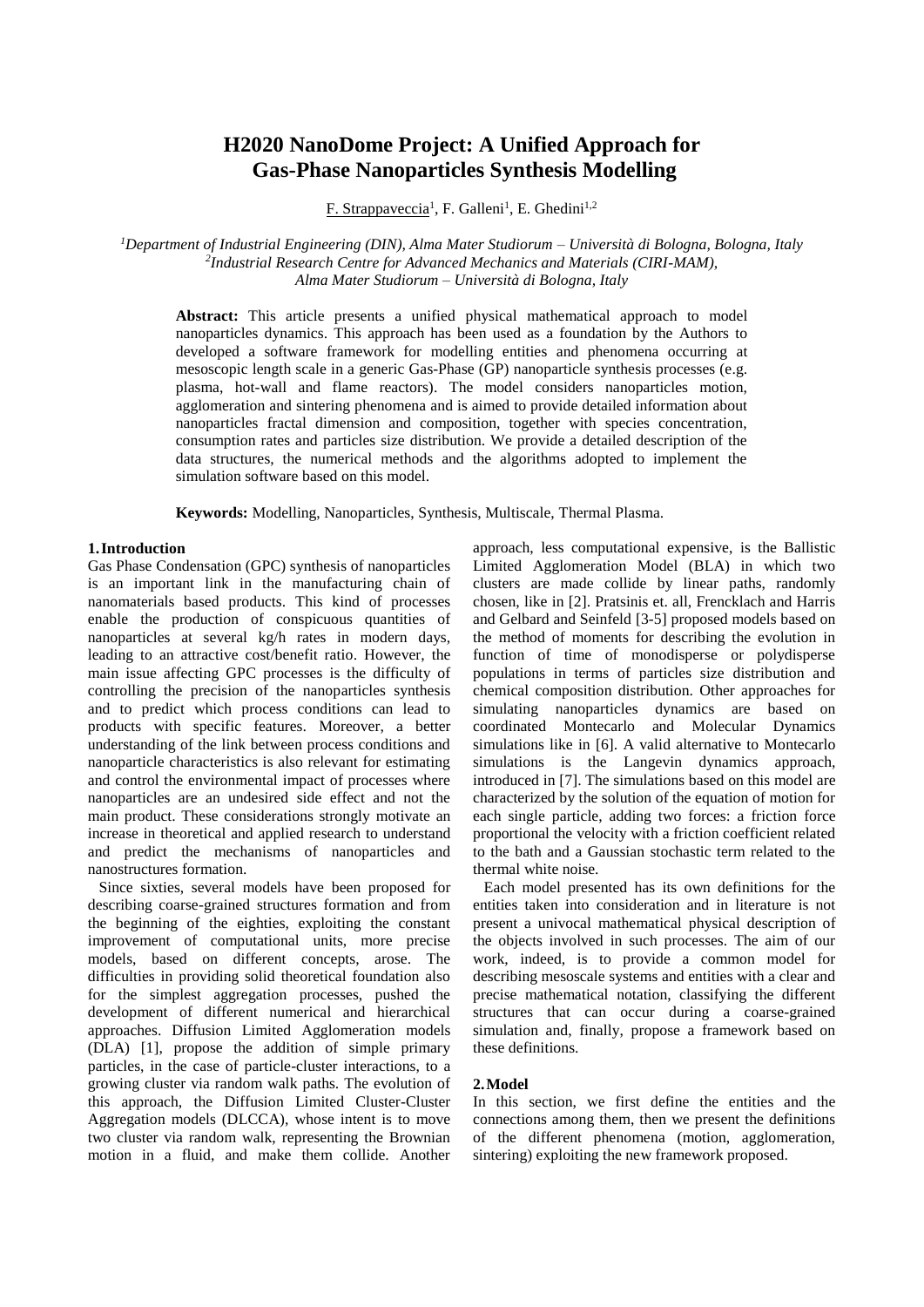# H2020 NanoDome Project: A Unified Approach for Gas-Phase Nanoparticles Synthesis Modelling

F. Strappaveccia[1], F. Galleni[1], E. Ghedini[1,2]

[1]*Department of Industrial Engineering (DIN), Alma Mater Studiorum – Università di Bologna, Bologna, Italy*
[2]*Industrial Research Centre for Advanced Mechanics and Materials (CIRI-MAM), Alma Mater Studiorum – Università di Bologna, Italy*

**Abstract:** This article presents a unified physical mathematical approach to model nanoparticles dynamics. This approach has been used as a foundation by the Authors to developed a software framework for modelling entities and phenomena occurring at mesoscopic length scale in a generic Gas-Phase (GP) nanoparticle synthesis processes (e.g. plasma, hot-wall and flame reactors). The model considers nanoparticles motion, agglomeration and sintering phenomena and is aimed to provide detailed information about nanoparticles fractal dimension and composition, together with species concentration, consumption rates and particles size distribution. We provide a detailed description of the data structures, the numerical methods and the algorithms adopted to implement the simulation software based on this model.

**Keywords:** Modelling, Nanoparticles, Synthesis, Multiscale, Thermal Plasma.

## 1. Introduction

Gas Phase Condensation (GPC) synthesis of nanoparticles is an important link in the manufacturing chain of nanomaterials based products. This kind of processes enable the production of conspicuous quantities of nanoparticles at several kg/h rates in modern days, leading to an attractive cost/benefit ratio. However, the main issue affecting GPC processes is the difficulty of controlling the precision of the nanoparticles synthesis and to predict which process conditions can lead to products with specific features. Moreover, a better understanding of the link between process conditions and nanoparticle characteristics is also relevant for estimating and control the environmental impact of processes where nanoparticles are an undesired side effect and not the main product. These considerations strongly motivate an increase in theoretical and applied research to understand and predict the mechanisms of nanoparticles and nanostructures formation.

Since sixties, several models have been proposed for describing coarse-grained structures formation and from the beginning of the eighties, exploiting the constant improvement of computational units, more precise models, based on different concepts, arose. The difficulties in providing solid theoretical foundation also for the simplest aggregation processes, pushed the development of different numerical and hierarchical approaches. Diffusion Limited Agglomeration models (DLA) [1], propose the addition of simple primary particles, in the case of particle-cluster interactions, to a growing cluster via random walk paths. The evolution of this approach, the Diffusion Limited Cluster-Cluster Aggregation models (DLCCA), whose intent is to move two cluster via random walk, representing the Brownian motion in a fluid, and make them collide. Another approach, less computational expensive, is the Ballistic Limited Agglomeration Model (BLA) in which two clusters are made collide by linear paths, randomly chosen, like in [2]. Pratsinis et. all, Frencklach and Harris and Gelbard and Seinfeld [3-5] proposed models based on the method of moments for describing the evolution in function of time of monodisperse or polydisperse populations in terms of particles size distribution and chemical composition distribution. Other approaches for simulating nanoparticles dynamics are based on coordinated Montecarlo and Molecular Dynamics simulations like in [6]. A valid alternative to Montecarlo simulations is the Langevin dynamics approach, introduced in [7]. The simulations based on this model are characterized by the solution of the equation of motion for each single particle, adding two forces: a friction force proportional the velocity with a friction coefficient related to the bath and a Gaussian stochastic term related to the thermal white noise.

Each model presented has its own definitions for the entities taken into consideration and in literature is not present a univocal mathematical physical description of the objects involved in such processes. The aim of our work, indeed, is to provide a common model for describing mesoscale systems and entities with a clear and precise mathematical notation, classifying the different structures that can occur during a coarse-grained simulation and, finally, propose a framework based on these definitions.

## 2. Model

In this section, we first define the entities and the connections among them, then we present the definitions of the different phenomena (motion, agglomeration, sintering) exploiting the new framework proposed.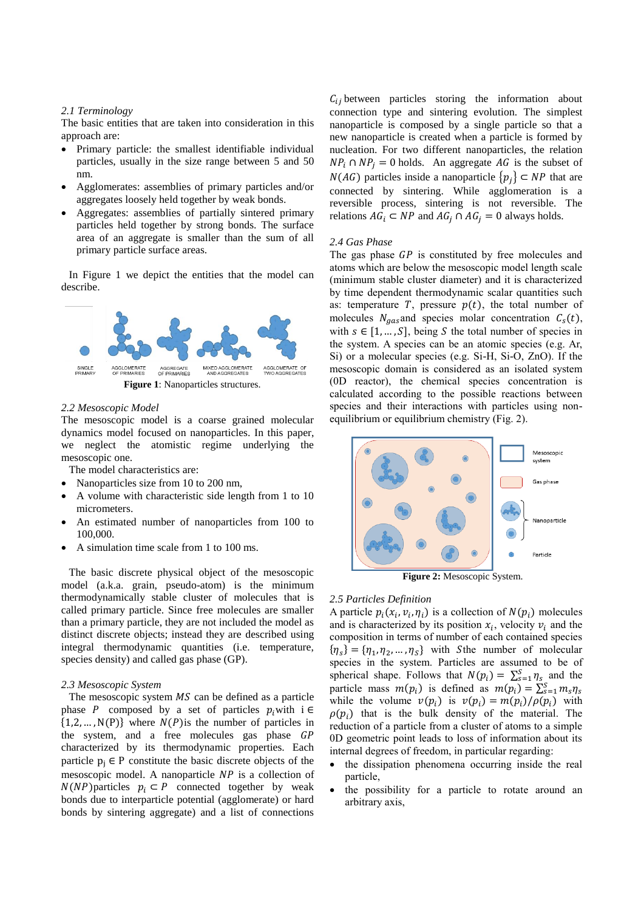### 2.1 Terminology

The basic entities that are taken into consideration in this approach are:

- Primary particle: the smallest identifiable individual particles, usually in the size range between 5 and 50 nm.
- Agglomerates: assemblies of primary particles and/or aggregates loosely held together by weak bonds.
- Aggregates: assemblies of partially sintered primary particles held together by strong bonds. The surface area of an aggregate is smaller than the sum of all primary particle surface areas.

In Figure 1 we depict the entities that the model can describe.

SINGLE PRIMARY | AGGLOMERATE OF PRIMARIES | AGGREGATE OF PRIMARIES | MIXED AGGLOMERATE AND AGGREGATES | AGGLOMERATE OF TWO AGGREGATES

**Figure 1**: Nanoparticles structures.

### 2.2 Mesoscopic Model

The mesoscopic model is a coarse grained molecular dynamics model focused on nanoparticles. In this paper, we neglect the atomistic regime underlying the mesoscopic one.

The model characteristics are:

- Nanoparticles size from 10 to 200 nm,
- A volume with characteristic side length from 1 to 10 micrometers.
- An estimated number of nanoparticles from 100 to 100,000.
- A simulation time scale from 1 to 100 ms.

The basic discrete physical object of the mesoscopic model (a.k.a. grain, pseudo-atom) is the minimum thermodynamically stable cluster of molecules that is called primary particle. Since free molecules are smaller than a primary particle, they are not included the model as distinct discrete objects; instead they are described using integral thermodynamic quantities (i.e. temperature, species density) and called gas phase (GP).

### 2.3 Mesoscopic System

The mesoscopic system $MS$ can be defined as a particle phase $P$ composed by a set of particles $p_i$with $i \in \{1,2,\dots,N(P)\}$ where $N(P)$is the number of particles in the system, and a free molecules gas phase $GP$ characterized by its thermodynamic properties. Each particle $p_j \in P$ constitute the basic discrete objects of the mesoscopic model. A nanoparticle $NP$ is a collection of $N(NP)$particles $p_i \subset P$ connected together by weak bonds due to interparticle potential (agglomerate) or hard bonds by sintering aggregate) and a list of connections $C_{ij}$ between particles storing the information about connection type and sintering evolution. The simplest nanoparticle is composed by a single particle so that a new nanoparticle is created when a particle is formed by nucleation. For two different nanoparticles, the relation $NP_i \cap NP_j = 0$ holds. An aggregate $AG$ is the subset of $N(AG)$ particles inside a nanoparticle $\{p_j\} \subset NP$ that are connected by sintering. While agglomeration is a reversible process, sintering is not reversible. The relations $AG_i \subset NP$ and $AG_j \cap AG_j = 0$ always holds.

### 2.4 Gas Phase

The gas phase $GP$ is constituted by free molecules and atoms which are below the mesoscopic model length scale (minimum stable cluster diameter) and it is characterized by time dependent thermodynamic scalar quantities such as: temperature $T$, pressure $p(t)$, the total number of molecules $N_{gas}$and species molar concentration $C_s(t)$, with $s \in [1,\dots,S]$, being $S$ the total number of species in the system. A species can be an atomic species (e.g. Ar, Si) or a molecular species (e.g. Si-H, Si-O, ZnO). If the mesoscopic domain is considered as an isolated system (0D reactor), the chemical species concentration is calculated according to the possible reactions between species and their interactions with particles using non-equilibrium or equilibrium chemistry (Fig. 2).

Mesoscopic system | Gas phase | Nanoparticle | Particle

**Figure 2:** Mesoscopic System.

### 2.5 Particles Definition

A particle $p_i(x_i, v_i, \eta_i)$ is a collection of $N(p_i)$ molecules and is characterized by its position $x_i$, velocity $v_i$ and the composition in terms of number of each contained species $\{\eta_s\} = \{\eta_1, \eta_2, \dots, \eta_S\}$ with $S$the number of molecular species in the system. Particles are assumed to be of spherical shape. Follows that $N(p_i) = \sum_{s=1}^{S} \eta_s$ and the particle mass $m(p_i)$ is defined as $m(p_i) = \sum_{s=1}^{S} m_s \eta_s$ while the volume $v(p_i)$ is $v(p_i) = m(p_i)/\rho(p_i)$ with $\rho(p_i)$ that is the bulk density of the material. The reduction of a particle from a cluster of atoms to a simple 0D geometric point leads to loss of information about its internal degrees of freedom, in particular regarding:

- the dissipation phenomena occurring inside the real particle,
- the possibility for a particle to rotate around an arbitrary axis,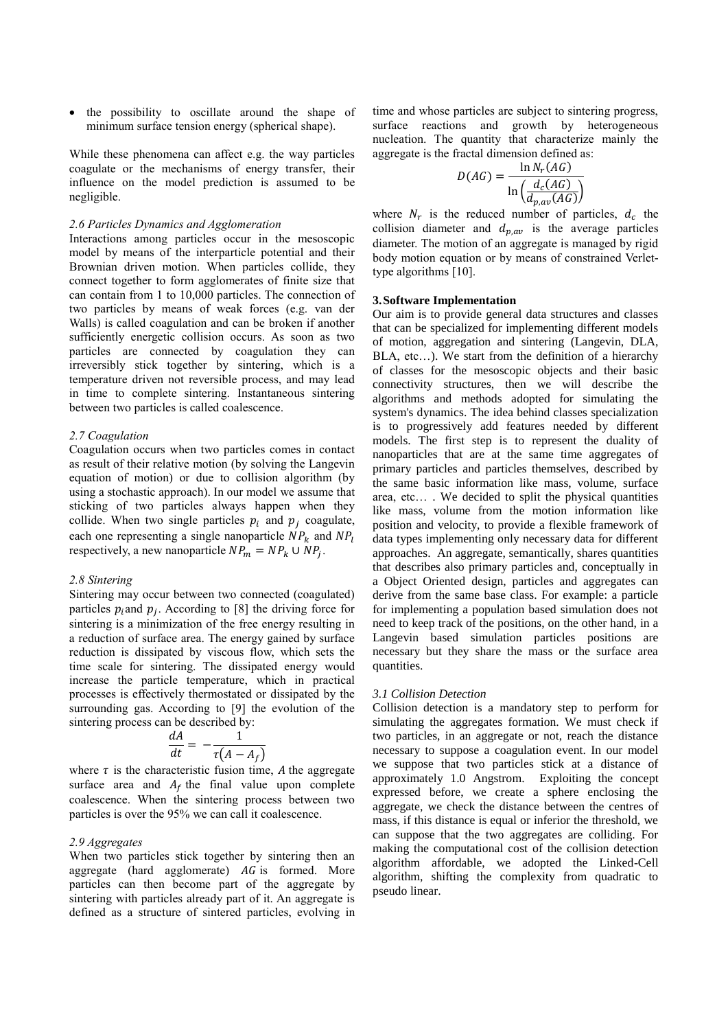- the possibility to oscillate around the shape of minimum surface tension energy (spherical shape).

While these phenomena can affect e.g. the way particles coagulate or the mechanisms of energy transfer, their influence on the model prediction is assumed to be negligible.

### *2.6 Particles Dynamics and Agglomeration*

Interactions among particles occur in the mesoscopic model by means of the interparticle potential and their Brownian driven motion. When particles collide, they connect together to form agglomerates of finite size that can contain from 1 to 10,000 particles. The connection of two particles by means of weak forces (e.g. van der Walls) is called coagulation and can be broken if another sufficiently energetic collision occurs. As soon as two particles are connected by coagulation they can irreversibly stick together by sintering, which is a temperature driven not reversible process, and may lead in time to complete sintering. Instantaneous sintering between two particles is called coalescence.

### *2.7 Coagulation*

Coagulation occurs when two particles comes in contact as result of their relative motion (by solving the Langevin equation of motion) or due to collision algorithm (by using a stochastic approach). In our model we assume that sticking of two particles always happen when they collide. When two single particles $p_i$ and $p_j$ coagulate, each one representing a single nanoparticle $NP_k$ and $NP_l$ respectively, a new nanoparticle $NP_m = NP_k \cup NP_j$.

### *2.8 Sintering*

Sintering may occur between two connected (coagulated) particles $p_i$ and $p_j$. According to [8] the driving force for sintering is a minimization of the free energy resulting in a reduction of surface area. The energy gained by surface reduction is dissipated by viscous flow, which sets the time scale for sintering. The dissipated energy would increase the particle temperature, which in practical processes is effectively thermostated or dissipated by the surrounding gas. According to [9] the evolution of the sintering process can be described by:

$$\frac{dA}{dt} = -\frac{1}{\tau(A - A_f)}$$

where $\tau$ is the characteristic fusion time, $A$ the aggregate surface area and $A_f$ the final value upon complete coalescence. When the sintering process between two particles is over the 95% we can call it coalescence.

### *2.9 Aggregates*

When two particles stick together by sintering then an aggregate (hard agglomerate) $AG$ is formed. More particles can then become part of the aggregate by sintering with particles already part of it. An aggregate is defined as a structure of sintered particles, evolving in time and whose particles are subject to sintering progress, surface reactions and growth by heterogeneous nucleation. The quantity that characterize mainly the aggregate is the fractal dimension defined as:

$$D(AG) = \frac{\ln N_r(AG)}{\ln\left(\frac{d_c(AG)}{d_{p,av}(AG)}\right)}$$

where $N_r$ is the reduced number of particles, $d_c$ the collision diameter and $d_{p,av}$ is the average particles diameter. The motion of an aggregate is managed by rigid body motion equation or by means of constrained Verlet-type algorithms [10].

## **3. Software Implementation**

Our aim is to provide general data structures and classes that can be specialized for implementing different models of motion, aggregation and sintering (Langevin, DLA, BLA, etc…). We start from the definition of a hierarchy of classes for the mesoscopic objects and their basic connectivity structures, then we will describe the algorithms and methods adopted for simulating the system's dynamics. The idea behind classes specialization is to progressively add features needed by different models. The first step is to represent the duality of nanoparticles that are at the same time aggregates of primary particles and particles themselves, described by the same basic information like mass, volume, surface area, etc… . We decided to split the physical quantities like mass, volume from the motion information like position and velocity, to provide a flexible framework of data types implementing only necessary data for different approaches. An aggregate, semantically, shares quantities that describes also primary particles and, conceptually in a Object Oriented design, particles and aggregates can derive from the same base class. For example: a particle for implementing a population based simulation does not need to keep track of the positions, on the other hand, in a Langevin based simulation particles positions are necessary but they share the mass or the surface area quantities.

### *3.1 Collision Detection*

Collision detection is a mandatory step to perform for simulating the aggregates formation. We must check if two particles, in an aggregate or not, reach the distance necessary to suppose a coagulation event. In our model we suppose that two particles stick at a distance of approximately 1.0 Angstrom. Exploiting the concept expressed before, we create a sphere enclosing the aggregate, we check the distance between the centres of mass, if this distance is equal or inferior the threshold, we can suppose that the two aggregates are colliding. For making the computational cost of the collision detection algorithm affordable, we adopted the Linked-Cell algorithm, shifting the complexity from quadratic to pseudo linear.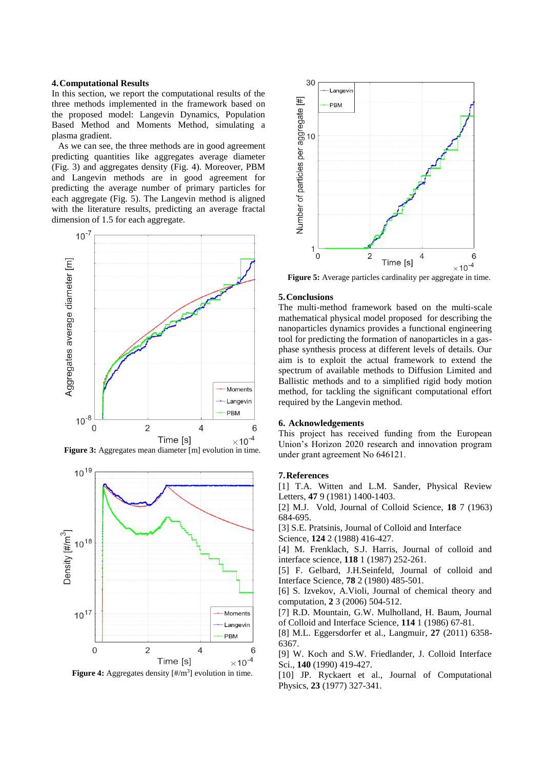## 4. Computational Results

In this section, we report the computational results of the three methods implemented in the framework based on the proposed model: Langevin Dynamics, Population Based Method and Moments Method, simulating a plasma gradient.

As we can see, the three methods are in good agreement predicting quantities like aggregates average diameter (Fig. 3) and aggregates density (Fig. 4). Moreover, PBM and Langevin methods are in good agreement for predicting the average number of primary particles for each aggregate (Fig. 5). The Langevin method is aligned with the literature results, predicting an average fractal dimension of 1.5 for each aggregate.

Aggregates average diameter [m]
$10^{-7}$
$10^{-8}$
0
2
4
6
Time [s]
$\times 10^{-4}$
Moments
Langevin
PBM

**Figure 3:** Aggregates mean diameter [m] evolution in time.

Density [#/m$^3$]
$10^{19}$
$10^{18}$
$10^{17}$
0
2
4
6
Time [s]
$\times 10^{-4}$
Moments
Langevin
PBM

**Figure 4:** Aggregates density [#/m$^3$] evolution in time.

Number of particles per aggregate [#]
30
10
1
0
2
4
6
Time [s]
$\times 10^{-4}$
Langevin
PBM

**Figure 5:** Average particles cardinality per aggregate in time.

## 5. Conclusions

The multi-method framework based on the multi-scale mathematical physical model proposed for describing the nanoparticles dynamics provides a functional engineering tool for predicting the formation of nanoparticles in a gas-phase synthesis process at different levels of details. Our aim is to exploit the actual framework to extend the spectrum of available methods to Diffusion Limited and Ballistic methods and to a simplified rigid body motion method, for tackling the significant computational effort required by the Langevin method.

## 6. Acknowledgements

This project has received funding from the European Union's Horizon 2020 research and innovation program under grant agreement No 646121.

## 7. References

[1] T.A. Witten and L.M. Sander, Physical Review Letters, **47** 9 (1981) 1400-1403.

[2] M.J. Vold, Journal of Colloid Science, **18** 7 (1963) 684-695.

[3] S.E. Pratsinis, Journal of Colloid and Interface Science, **124** 2 (1988) 416-427.

[4] M. Frenklach, S.J. Harris, Journal of colloid and interface science, **118** 1 (1987) 252-261.

[5] F. Gelbard, J.H.Seinfeld, Journal of colloid and Interface Science, **78** 2 (1980) 485-501.

[6] S. Izvekov, A.Violi, Journal of chemical theory and computation, **2** 3 (2006) 504-512.

[7] R.D. Mountain, G.W. Mulholland, H. Baum, Journal of Colloid and Interface Science, **114** 1 (1986) 67-81.

[8] M.L. Eggersdorfer et al., Langmuir, **27** (2011) 6358-6367.

[9] W. Koch and S.W. Friedlander, J. Colloid Interface Sci., **140** (1990) 419-427.

[10] JP. Ryckaert et al., Journal of Computational Physics, **23** (1977) 327-341.